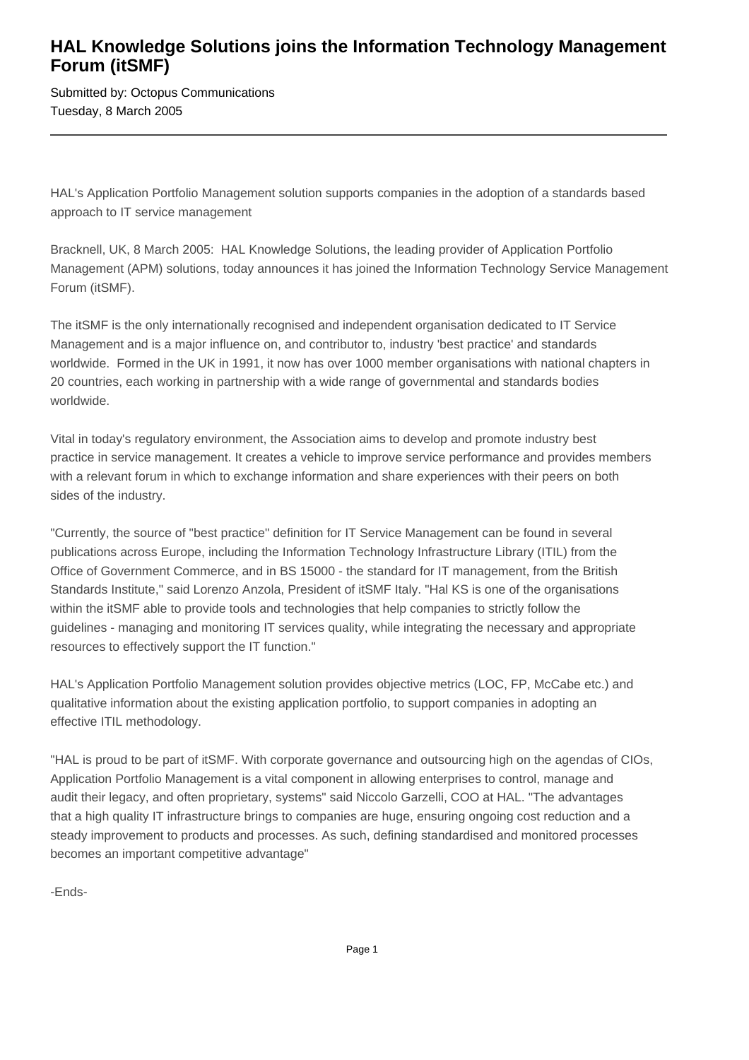# HAL Knowledge Solutions joins the Information Technology Management Forum (itSMF)

Submitted by: Octopus Communications
Tuesday, 8 March 2005

---

HAL's Application Portfolio Management solution supports companies in the adoption of a standards based approach to IT service management

Bracknell, UK, 8 March 2005: HAL Knowledge Solutions, the leading provider of Application Portfolio Management (APM) solutions, today announces it has joined the Information Technology Service Management Forum (itSMF).

The itSMF is the only internationally recognised and independent organisation dedicated to IT Service Management and is a major influence on, and contributor to, industry 'best practice' and standards worldwide. Formed in the UK in 1991, it now has over 1000 member organisations with national chapters in 20 countries, each working in partnership with a wide range of governmental and standards bodies worldwide.

Vital in today's regulatory environment, the Association aims to develop and promote industry best practice in service management. It creates a vehicle to improve service performance and provides members with a relevant forum in which to exchange information and share experiences with their peers on both sides of the industry.

"Currently, the source of "best practice" definition for IT Service Management can be found in several publications across Europe, including the Information Technology Infrastructure Library (ITIL) from the Office of Government Commerce, and in BS 15000 - the standard for IT management, from the British Standards Institute," said Lorenzo Anzola, President of itSMF Italy. "Hal KS is one of the organisations within the itSMF able to provide tools and technologies that help companies to strictly follow the guidelines - managing and monitoring IT services quality, while integrating the necessary and appropriate resources to effectively support the IT function."

HAL's Application Portfolio Management solution provides objective metrics (LOC, FP, McCabe etc.) and qualitative information about the existing application portfolio, to support companies in adopting an effective ITIL methodology.

"HAL is proud to be part of itSMF. With corporate governance and outsourcing high on the agendas of CIOs, Application Portfolio Management is a vital component in allowing enterprises to control, manage and audit their legacy, and often proprietary, systems" said Niccolo Garzelli, COO at HAL. "The advantages that a high quality IT infrastructure brings to companies are huge, ensuring ongoing cost reduction and a steady improvement to products and processes. As such, defining standardised and monitored processes becomes an important competitive advantage"

-Ends-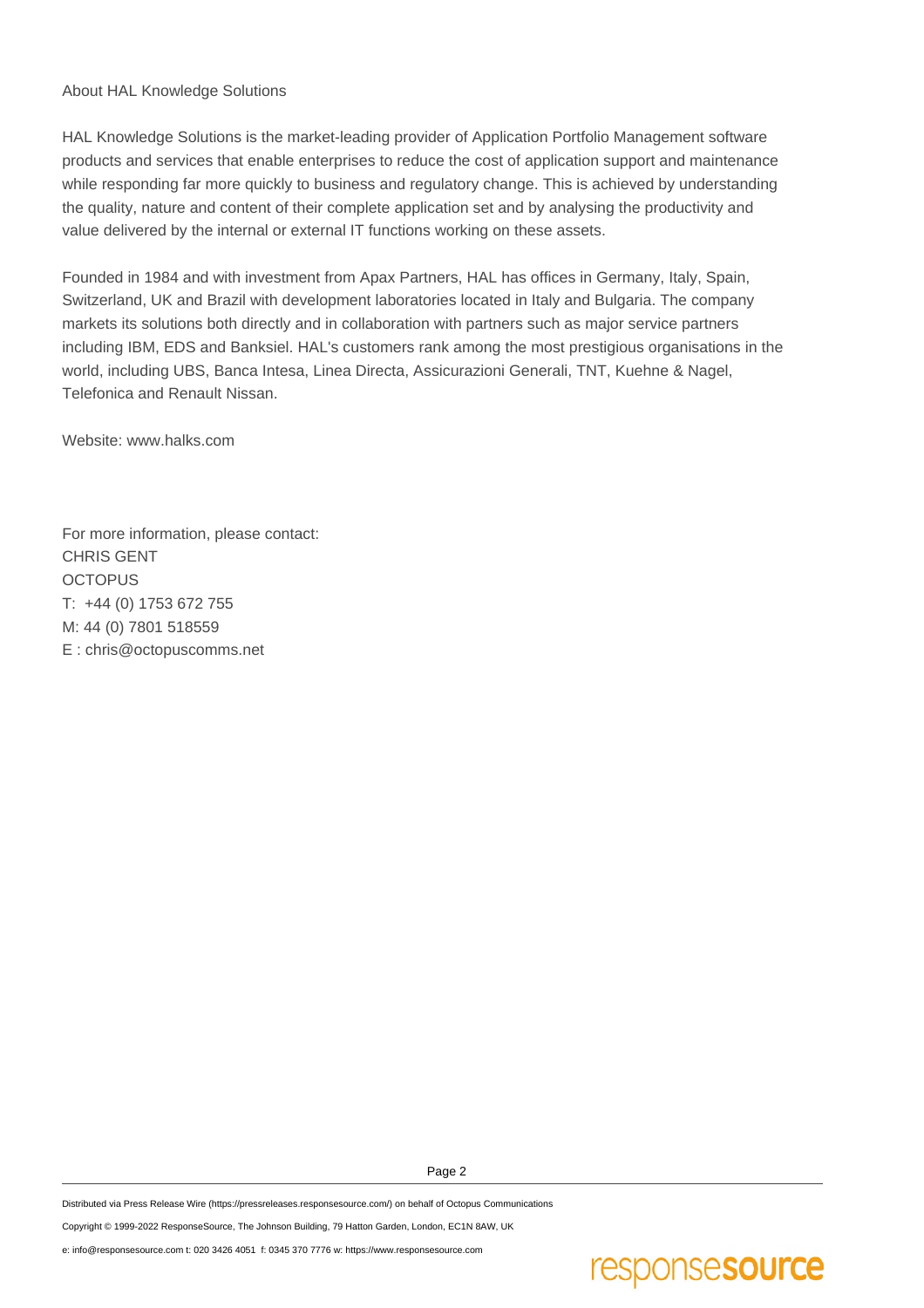About HAL Knowledge Solutions

HAL Knowledge Solutions is the market-leading provider of Application Portfolio Management software products and services that enable enterprises to reduce the cost of application support and maintenance while responding far more quickly to business and regulatory change. This is achieved by understanding the quality, nature and content of their complete application set and by analysing the productivity and value delivered by the internal or external IT functions working on these assets.

Founded in 1984 and with investment from Apax Partners, HAL has offices in Germany, Italy, Spain, Switzerland, UK and Brazil with development laboratories located in Italy and Bulgaria. The company markets its solutions both directly and in collaboration with partners such as major service partners including IBM, EDS and Banksiel. HAL's customers rank among the most prestigious organisations in the world, including UBS, Banca Intesa, Linea Directa, Assicurazioni Generali, TNT, Kuehne & Nagel, Telefonica and Renault Nissan.

Website: www.halks.com

For more information, please contact:
CHRIS GENT
OCTOPUS
T: +44 (0) 1753 672 755
M: 44 (0) 7801 518559
E : chris@octopuscomms.net

Distributed via Press Release Wire (https://pressreleases.responsesource.com/) on behalf of Octopus Communications

Copyright © 1999-2022 ResponseSource, The Johnson Building, 79 Hatton Garden, London, EC1N 8AW, UK

e: info@responsesource.com t: 020 3426 4051 f: 0345 370 7776 w: https://www.responsesource.com